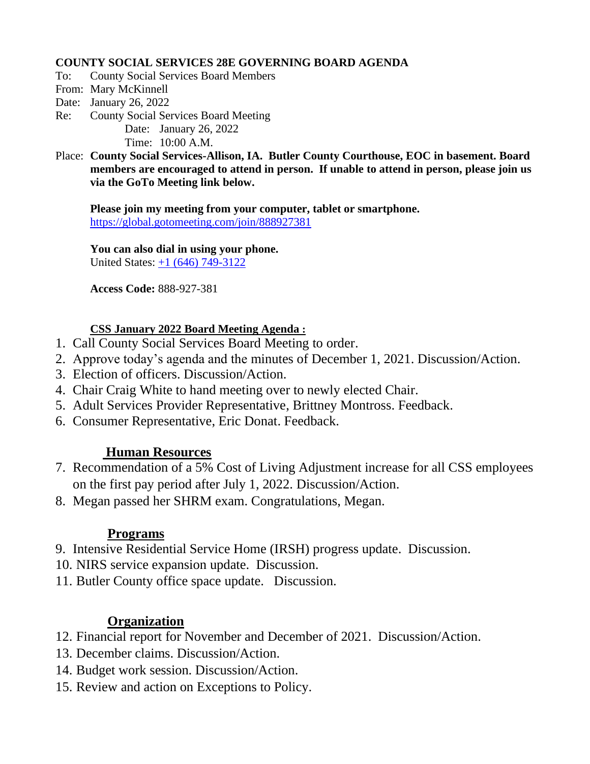**COUNTY SOCIAL SERVICES 28E GOVERNING BOARD AGENDA**

To: County Social Services Board Members
From: Mary McKinnell
Date: January 26, 2022
Re: County Social Services Board Meeting
Date: January 26, 2022
Time: 10:00 A.M.

Place: **County Social Services-Allison, IA. Butler County Courthouse, EOC in basement. Board members are encouraged to attend in person. If unable to attend in person, please join us via the GoTo Meeting link below.**

**Please join my meeting from your computer, tablet or smartphone.**
https://global.gotomeeting.com/join/888927381

**You can also dial in using your phone.**
United States: +1 (646) 749-3122

**Access Code:** 888-927-381

**CSS January 2022 Board Meeting Agenda :**

1. Call County Social Services Board Meeting to order.
2. Approve today's agenda and the minutes of December 1, 2021. Discussion/Action.
3. Election of officers. Discussion/Action.
4. Chair Craig White to hand meeting over to newly elected Chair.
5. Adult Services Provider Representative, Brittney Montross. Feedback.
6. Consumer Representative, Eric Donat. Feedback.

## Human Resources

7. Recommendation of a 5% Cost of Living Adjustment increase for all CSS employees on the first pay period after July 1, 2022. Discussion/Action.
8. Megan passed her SHRM exam. Congratulations, Megan.

## Programs

9. Intensive Residential Service Home (IRSH) progress update. Discussion.
10. NIRS service expansion update. Discussion.
11. Butler County office space update. Discussion.

## Organization

12. Financial report for November and December of 2021. Discussion/Action.
13. December claims. Discussion/Action.
14. Budget work session. Discussion/Action.
15. Review and action on Exceptions to Policy.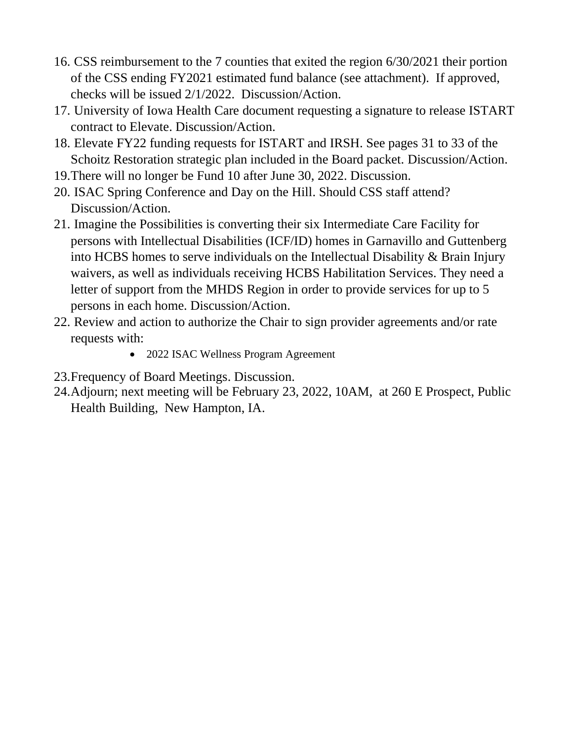16. CSS reimbursement to the 7 counties that exited the region 6/30/2021 their portion of the CSS ending FY2021 estimated fund balance (see attachment). If approved, checks will be issued 2/1/2022. Discussion/Action.
17. University of Iowa Health Care document requesting a signature to release ISTART contract to Elevate. Discussion/Action.
18. Elevate FY22 funding requests for ISTART and IRSH. See pages 31 to 33 of the Schoitz Restoration strategic plan included in the Board packet. Discussion/Action.
19. There will no longer be Fund 10 after June 30, 2022. Discussion.
20. ISAC Spring Conference and Day on the Hill. Should CSS staff attend? Discussion/Action.
21. Imagine the Possibilities is converting their six Intermediate Care Facility for persons with Intellectual Disabilities (ICF/ID) homes in Garnavillo and Guttenberg into HCBS homes to serve individuals on the Intellectual Disability & Brain Injury waivers, as well as individuals receiving HCBS Habilitation Services. They need a letter of support from the MHDS Region in order to provide services for up to 5 persons in each home. Discussion/Action.
22. Review and action to authorize the Chair to sign provider agreements and/or rate requests with:
    - 2022 ISAC Wellness Program Agreement
23. Frequency of Board Meetings. Discussion.
24. Adjourn; next meeting will be February 23, 2022, 10AM, at 260 E Prospect, Public Health Building, New Hampton, IA.